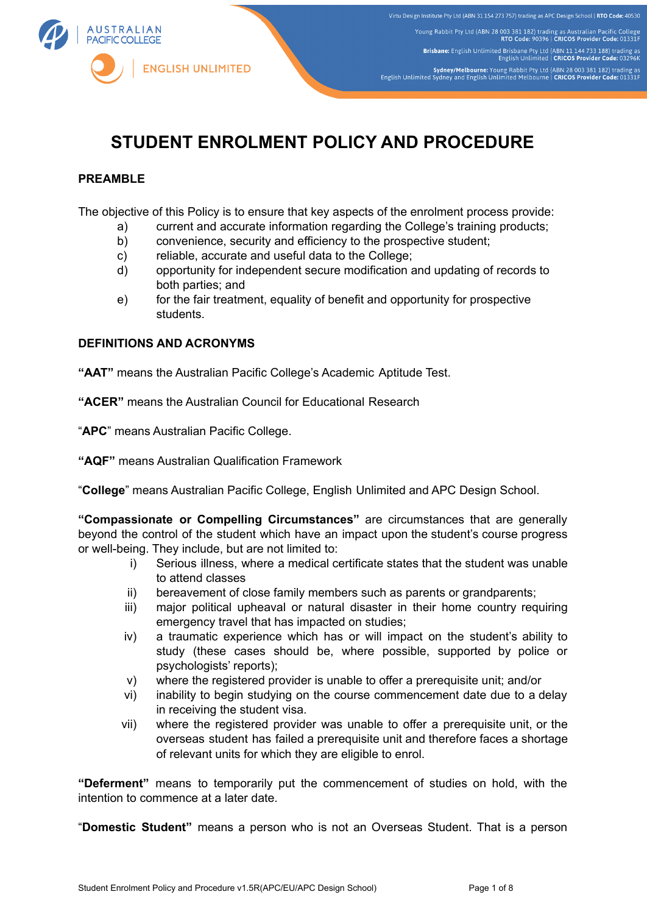# STUDENT ENROLMENT POLICY AND PROCEDURE

## PREAMBLE

The objective of this Policy is to ensure that key aspects of the enrolment process provide:

- a) current and accurate information regarding the College's training products;
- b) convenience, security and efficiency to the prospective student;
- c) reliable, accurate and useful data to the College;
- d) opportunity for independent secure modification and updating of records to both parties; and
- e) for the fair treatment, equality of benefit and opportunity for prospective students.

## DEFINITIONS AND ACRONYMS

**"AAT"** means the Australian Pacific College's Academic Aptitude Test.

**"ACER"** means the Australian Council for Educational Research

"**APC**" means Australian Pacific College.

**"AQF"** means Australian Qualification Framework

"**College**" means Australian Pacific College, English Unlimited and APC Design School.

**"Compassionate or Compelling Circumstances"** are circumstances that are generally beyond the control of the student which have an impact upon the student's course progress or well-being. They include, but are not limited to:

- i) Serious illness, where a medical certificate states that the student was unable to attend classes
- ii) bereavement of close family members such as parents or grandparents;
- iii) major political upheaval or natural disaster in their home country requiring emergency travel that has impacted on studies;
- iv) a traumatic experience which has or will impact on the student's ability to study (these cases should be, where possible, supported by police or psychologists' reports);
- v) where the registered provider is unable to offer a prerequisite unit; and/or
- vi) inability to begin studying on the course commencement date due to a delay in receiving the student visa.
- vii) where the registered provider was unable to offer a prerequisite unit, or the overseas student has failed a prerequisite unit and therefore faces a shortage of relevant units for which they are eligible to enrol.

**"Deferment"** means to temporarily put the commencement of studies on hold, with the intention to commence at a later date.

"**Domestic Student"** means a person who is not an Overseas Student. That is a person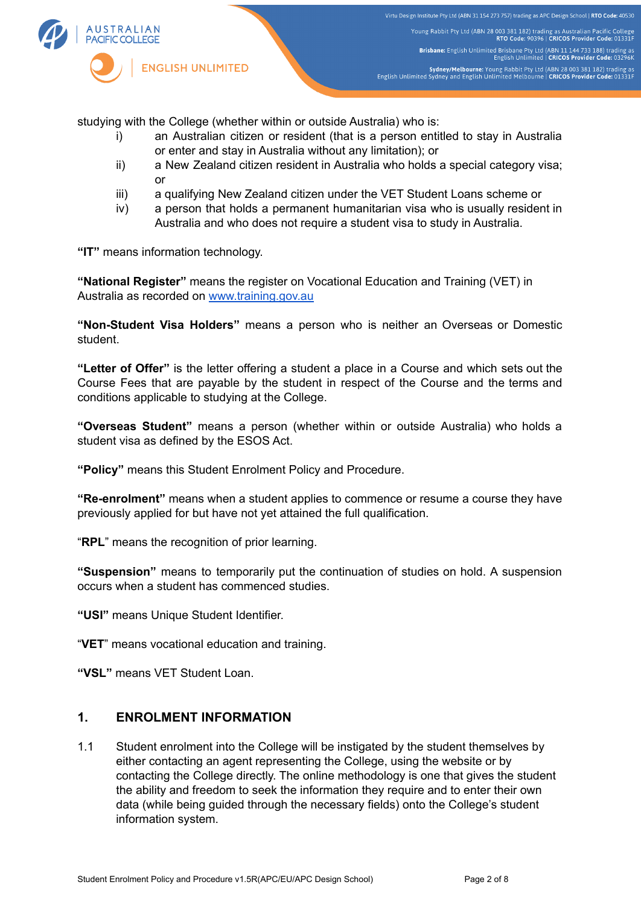studying with the College (whether within or outside Australia) who is:

- i) an Australian citizen or resident (that is a person entitled to stay in Australia or enter and stay in Australia without any limitation); or
- ii) a New Zealand citizen resident in Australia who holds a special category visa; or
- iii) a qualifying New Zealand citizen under the VET Student Loans scheme or
- iv) a person that holds a permanent humanitarian visa who is usually resident in Australia and who does not require a student visa to study in Australia.

**"IT"** means information technology.

**"National Register"** means the register on Vocational Education and Training (VET) in Australia as recorded on [www.training.gov.au](http://www.training.gov.au)

**"Non-Student Visa Holders"** means a person who is neither an Overseas or Domestic student.

**"Letter of Offer"** is the letter offering a student a place in a Course and which sets out the Course Fees that are payable by the student in respect of the Course and the terms and conditions applicable to studying at the College.

**"Overseas Student"** means a person (whether within or outside Australia) who holds a student visa as defined by the ESOS Act.

**"Policy"** means this Student Enrolment Policy and Procedure.

**"Re-enrolment"** means when a student applies to commence or resume a course they have previously applied for but have not yet attained the full qualification.

"**RPL**" means the recognition of prior learning.

**"Suspension"** means to temporarily put the continuation of studies on hold. A suspension occurs when a student has commenced studies.

**"USI"** means Unique Student Identifier.

"**VET**" means vocational education and training.

**"VSL"** means VET Student Loan.

## 1. ENROLMENT INFORMATION

1.1 Student enrolment into the College will be instigated by the student themselves by either contacting an agent representing the College, using the website or by contacting the College directly. The online methodology is one that gives the student the ability and freedom to seek the information they require and to enter their own data (while being guided through the necessary fields) onto the College's student information system.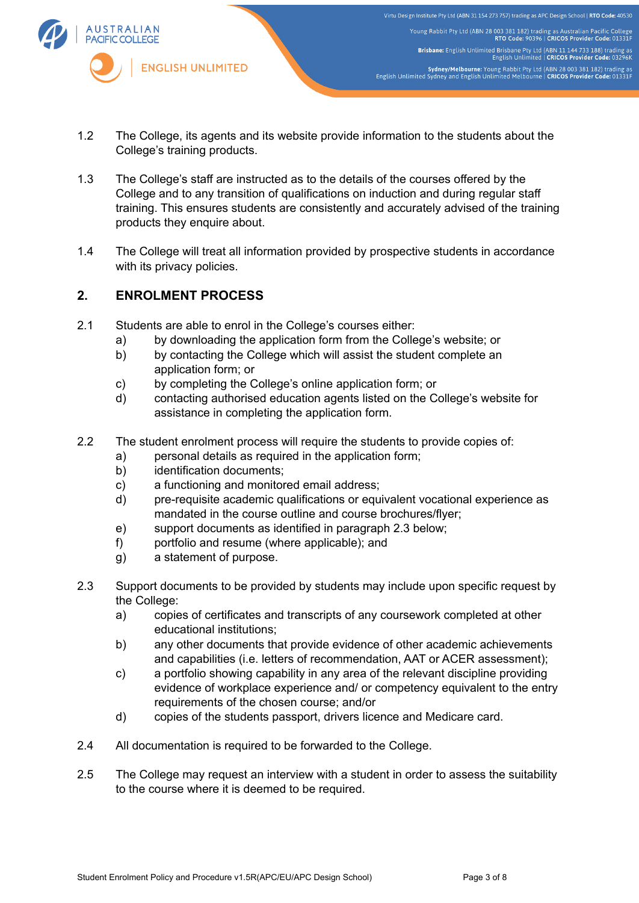1.2 The College, its agents and its website provide information to the students about the College's training products.

1.3 The College's staff are instructed as to the details of the courses offered by the College and to any transition of qualifications on induction and during regular staff training. This ensures students are consistently and accurately advised of the training products they enquire about.

1.4 The College will treat all information provided by prospective students in accordance with its privacy policies.

## 2. ENROLMENT PROCESS

2.1 Students are able to enrol in the College's courses either:

a) by downloading the application form from the College's website; or
b) by contacting the College which will assist the student complete an application form; or
c) by completing the College's online application form; or
d) contacting authorised education agents listed on the College's website for assistance in completing the application form.

2.2 The student enrolment process will require the students to provide copies of:

a) personal details as required in the application form;
b) identification documents;
c) a functioning and monitored email address;
d) pre-requisite academic qualifications or equivalent vocational experience as mandated in the course outline and course brochures/flyer;
e) support documents as identified in paragraph 2.3 below;
f) portfolio and resume (where applicable); and
g) a statement of purpose.

2.3 Support documents to be provided by students may include upon specific request by the College:

a) copies of certificates and transcripts of any coursework completed at other educational institutions;
b) any other documents that provide evidence of other academic achievements and capabilities (i.e. letters of recommendation, AAT or ACER assessment);
c) a portfolio showing capability in any area of the relevant discipline providing evidence of workplace experience and/ or competency equivalent to the entry requirements of the chosen course; and/or
d) copies of the students passport, drivers licence and Medicare card.

2.4 All documentation is required to be forwarded to the College.

2.5 The College may request an interview with a student in order to assess the suitability to the course where it is deemed to be required.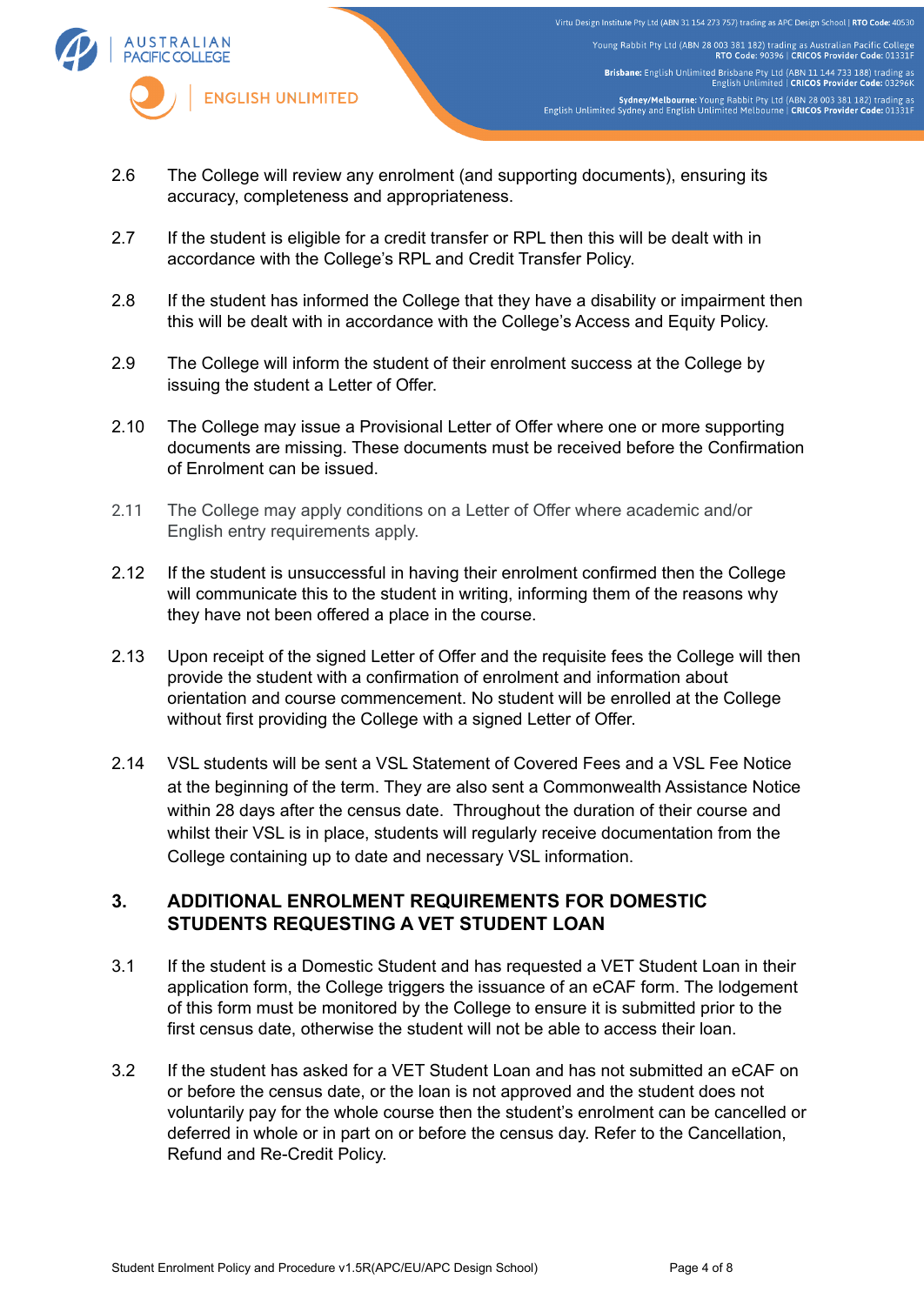2.6 The College will review any enrolment (and supporting documents), ensuring its accuracy, completeness and appropriateness.

2.7 If the student is eligible for a credit transfer or RPL then this will be dealt with in accordance with the College's RPL and Credit Transfer Policy.

2.8 If the student has informed the College that they have a disability or impairment then this will be dealt with in accordance with the College's Access and Equity Policy.

2.9 The College will inform the student of their enrolment success at the College by issuing the student a Letter of Offer.

2.10 The College may issue a Provisional Letter of Offer where one or more supporting documents are missing. These documents must be received before the Confirmation of Enrolment can be issued.

2.11 The College may apply conditions on a Letter of Offer where academic and/or English entry requirements apply.

2.12 If the student is unsuccessful in having their enrolment confirmed then the College will communicate this to the student in writing, informing them of the reasons why they have not been offered a place in the course.

2.13 Upon receipt of the signed Letter of Offer and the requisite fees the College will then provide the student with a confirmation of enrolment and information about orientation and course commencement. No student will be enrolled at the College without first providing the College with a signed Letter of Offer.

2.14 VSL students will be sent a VSL Statement of Covered Fees and a VSL Fee Notice at the beginning of the term. They are also sent a Commonwealth Assistance Notice within 28 days after the census date. Throughout the duration of their course and whilst their VSL is in place, students will regularly receive documentation from the College containing up to date and necessary VSL information.

## 3. ADDITIONAL ENROLMENT REQUIREMENTS FOR DOMESTIC STUDENTS REQUESTING A VET STUDENT LOAN

3.1 If the student is a Domestic Student and has requested a VET Student Loan in their application form, the College triggers the issuance of an eCAF form. The lodgement of this form must be monitored by the College to ensure it is submitted prior to the first census date, otherwise the student will not be able to access their loan.

3.2 If the student has asked for a VET Student Loan and has not submitted an eCAF on or before the census date, or the loan is not approved and the student does not voluntarily pay for the whole course then the student's enrolment can be cancelled or deferred in whole or in part on or before the census day. Refer to the Cancellation, Refund and Re-Credit Policy.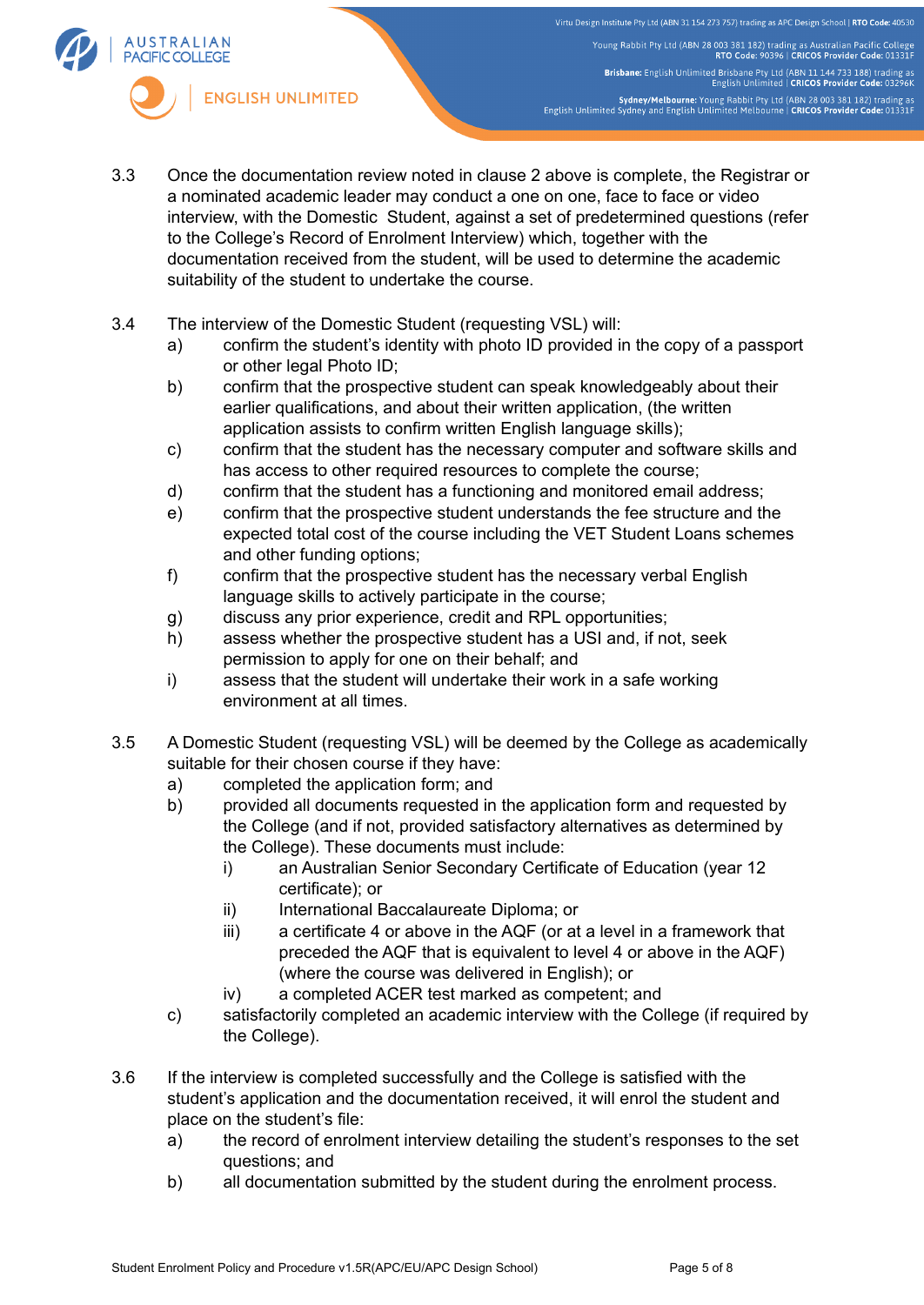3.3 Once the documentation review noted in clause 2 above is complete, the Registrar or a nominated academic leader may conduct a one on one, face to face or video interview, with the Domestic Student, against a set of predetermined questions (refer to the College's Record of Enrolment Interview) which, together with the documentation received from the student, will be used to determine the academic suitability of the student to undertake the course.

3.4 The interview of the Domestic Student (requesting VSL) will:

a) confirm the student's identity with photo ID provided in the copy of a passport or other legal Photo ID;

b) confirm that the prospective student can speak knowledgeably about their earlier qualifications, and about their written application, (the written application assists to confirm written English language skills);

c) confirm that the student has the necessary computer and software skills and has access to other required resources to complete the course;

d) confirm that the student has a functioning and monitored email address;

e) confirm that the prospective student understands the fee structure and the expected total cost of the course including the VET Student Loans schemes and other funding options;

f) confirm that the prospective student has the necessary verbal English language skills to actively participate in the course;

g) discuss any prior experience, credit and RPL opportunities;

h) assess whether the prospective student has a USI and, if not, seek permission to apply for one on their behalf; and

i) assess that the student will undertake their work in a safe working environment at all times.

3.5 A Domestic Student (requesting VSL) will be deemed by the College as academically suitable for their chosen course if they have:

a) completed the application form; and

b) provided all documents requested in the application form and requested by the College (and if not, provided satisfactory alternatives as determined by the College). These documents must include:

   i) an Australian Senior Secondary Certificate of Education (year 12 certificate); or

   ii) International Baccalaureate Diploma; or

   iii) a certificate 4 or above in the AQF (or at a level in a framework that preceded the AQF that is equivalent to level 4 or above in the AQF) (where the course was delivered in English); or

   iv) a completed ACER test marked as competent; and

c) satisfactorily completed an academic interview with the College (if required by the College).

3.6 If the interview is completed successfully and the College is satisfied with the student's application and the documentation received, it will enrol the student and place on the student's file:

a) the record of enrolment interview detailing the student's responses to the set questions; and

b) all documentation submitted by the student during the enrolment process.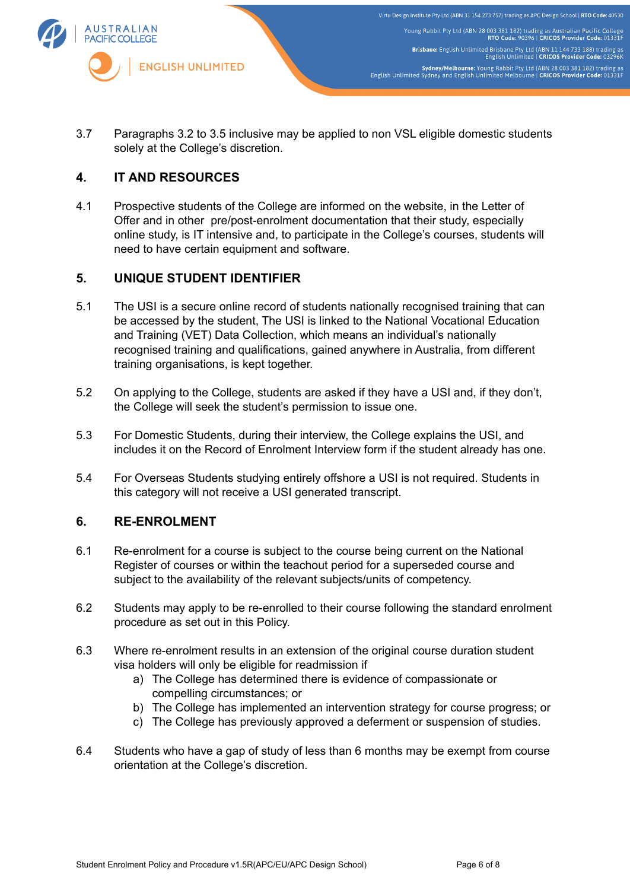3.7 Paragraphs 3.2 to 3.5 inclusive may be applied to non VSL eligible domestic students solely at the College's discretion.

## 4. IT AND RESOURCES

4.1 Prospective students of the College are informed on the website, in the Letter of Offer and in other pre/post-enrolment documentation that their study, especially online study, is IT intensive and, to participate in the College's courses, students will need to have certain equipment and software.

## 5. UNIQUE STUDENT IDENTIFIER

5.1 The USI is a secure online record of students nationally recognised training that can be accessed by the student, The USI is linked to the National Vocational Education and Training (VET) Data Collection, which means an individual's nationally recognised training and qualifications, gained anywhere in Australia, from different training organisations, is kept together.

5.2 On applying to the College, students are asked if they have a USI and, if they don't, the College will seek the student's permission to issue one.

5.3 For Domestic Students, during their interview, the College explains the USI, and includes it on the Record of Enrolment Interview form if the student already has one.

5.4 For Overseas Students studying entirely offshore a USI is not required. Students in this category will not receive a USI generated transcript.

## 6. RE-ENROLMENT

6.1 Re-enrolment for a course is subject to the course being current on the National Register of courses or within the teachout period for a superseded course and subject to the availability of the relevant subjects/units of competency.

6.2 Students may apply to be re-enrolled to their course following the standard enrolment procedure as set out in this Policy.

6.3 Where re-enrolment results in an extension of the original course duration student visa holders will only be eligible for readmission if

a) The College has determined there is evidence of compassionate or compelling circumstances; or
b) The College has implemented an intervention strategy for course progress; or
c) The College has previously approved a deferment or suspension of studies.

6.4 Students who have a gap of study of less than 6 months may be exempt from course orientation at the College's discretion.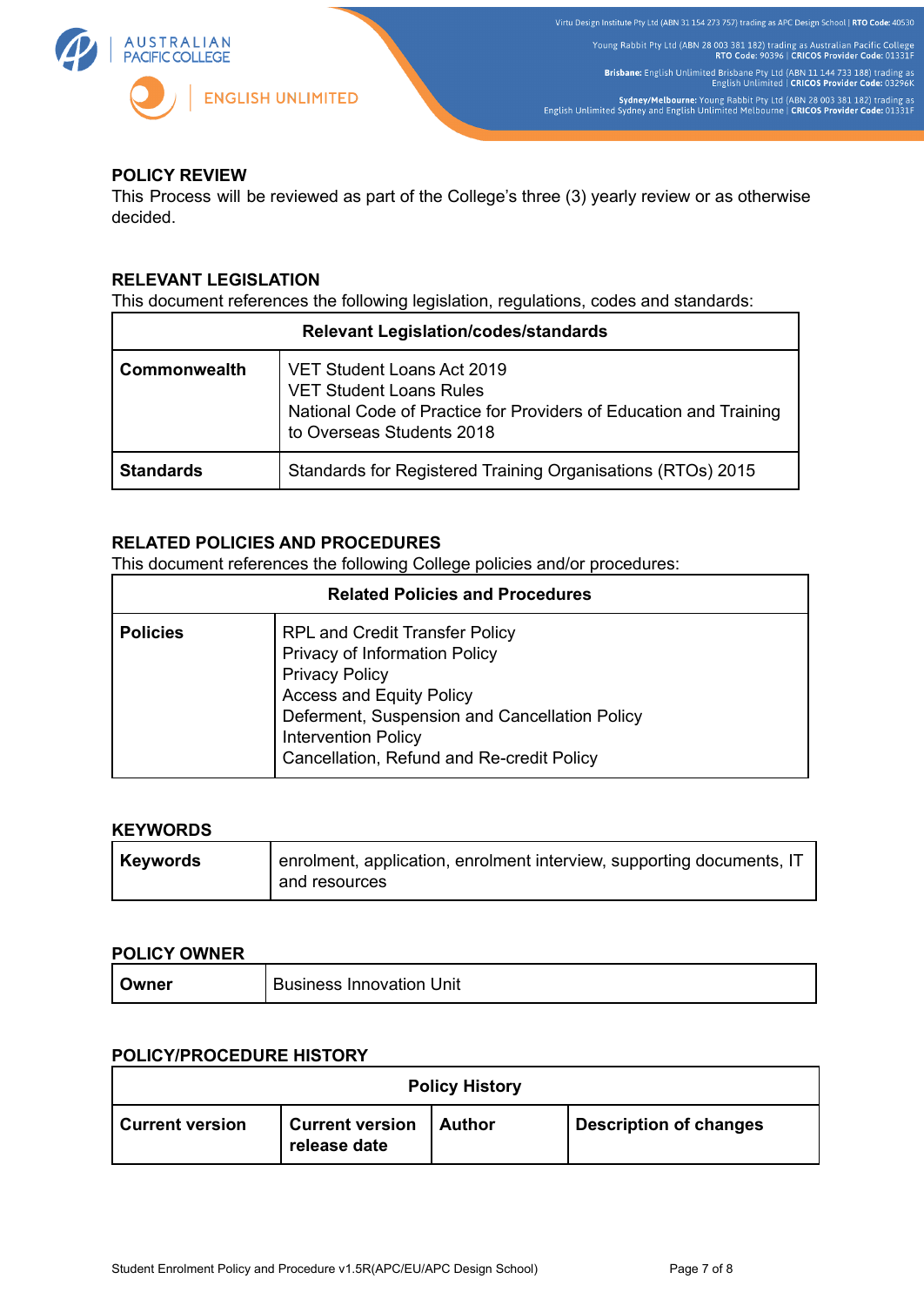## POLICY REVIEW

This Process will be reviewed as part of the College's three (3) yearly review or as otherwise decided.

## RELEVANT LEGISLATION

This document references the following legislation, regulations, codes and standards:

| Relevant Legislation/codes/standards | |
|---|---|
| **Commonwealth** | VET Student Loans Act 2019<br>VET Student Loans Rules<br>National Code of Practice for Providers of Education and Training to Overseas Students 2018 |
| **Standards** | Standards for Registered Training Organisations (RTOs) 2015 |

## RELATED POLICIES AND PROCEDURES

This document references the following College policies and/or procedures:

| Related Policies and Procedures | |
|---|---|
| **Policies** | RPL and Credit Transfer Policy<br>Privacy of Information Policy<br>Privacy Policy<br>Access and Equity Policy<br>Deferment, Suspension and Cancellation Policy<br>Intervention Policy<br>Cancellation, Refund and Re-credit Policy |

## KEYWORDS

| | |
|---|---|
| **Keywords** | enrolment, application, enrolment interview, supporting documents, IT and resources |

## POLICY OWNER

| | |
|---|---|
| **Owner** | Business Innovation Unit |

## POLICY/PROCEDURE HISTORY

| Policy History | | | |
|---|---|---|---|
| **Current version** | **Current version release date** | **Author** | **Description of changes** |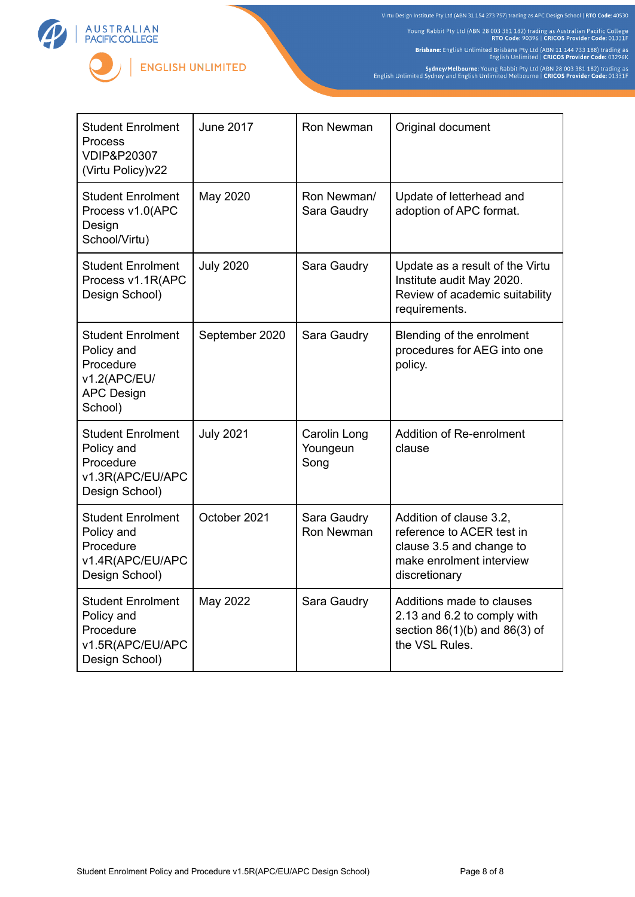| | | | |
|---|---|---|---|
| Student Enrolment Process VDIP&P20307 (Virtu Policy)v22 | June 2017 | Ron Newman | Original document |
| Student Enrolment Process v1.0(APC Design School/Virtu) | May 2020 | Ron Newman/ Sara Gaudry | Update of letterhead and adoption of APC format. |
| Student Enrolment Process v1.1R(APC Design School) | July 2020 | Sara Gaudry | Update as a result of the Virtu Institute audit May 2020. Review of academic suitability requirements. |
| Student Enrolment Policy and Procedure v1.2(APC/EU/ APC Design School) | September 2020 | Sara Gaudry | Blending of the enrolment procedures for AEG into one policy. |
| Student Enrolment Policy and Procedure v1.3R(APC/EU/APC Design School) | July 2021 | Carolin Long Youngeun Song | Addition of Re-enrolment clause |
| Student Enrolment Policy and Procedure v1.4R(APC/EU/APC Design School) | October 2021 | Sara Gaudry Ron Newman | Addition of clause 3.2, reference to ACER test in clause 3.5 and change to make enrolment interview discretionary |
| Student Enrolment Policy and Procedure v1.5R(APC/EU/APC Design School) | May 2022 | Sara Gaudry | Additions made to clauses 2.13 and 6.2 to comply with section 86(1)(b) and 86(3) of the VSL Rules. |